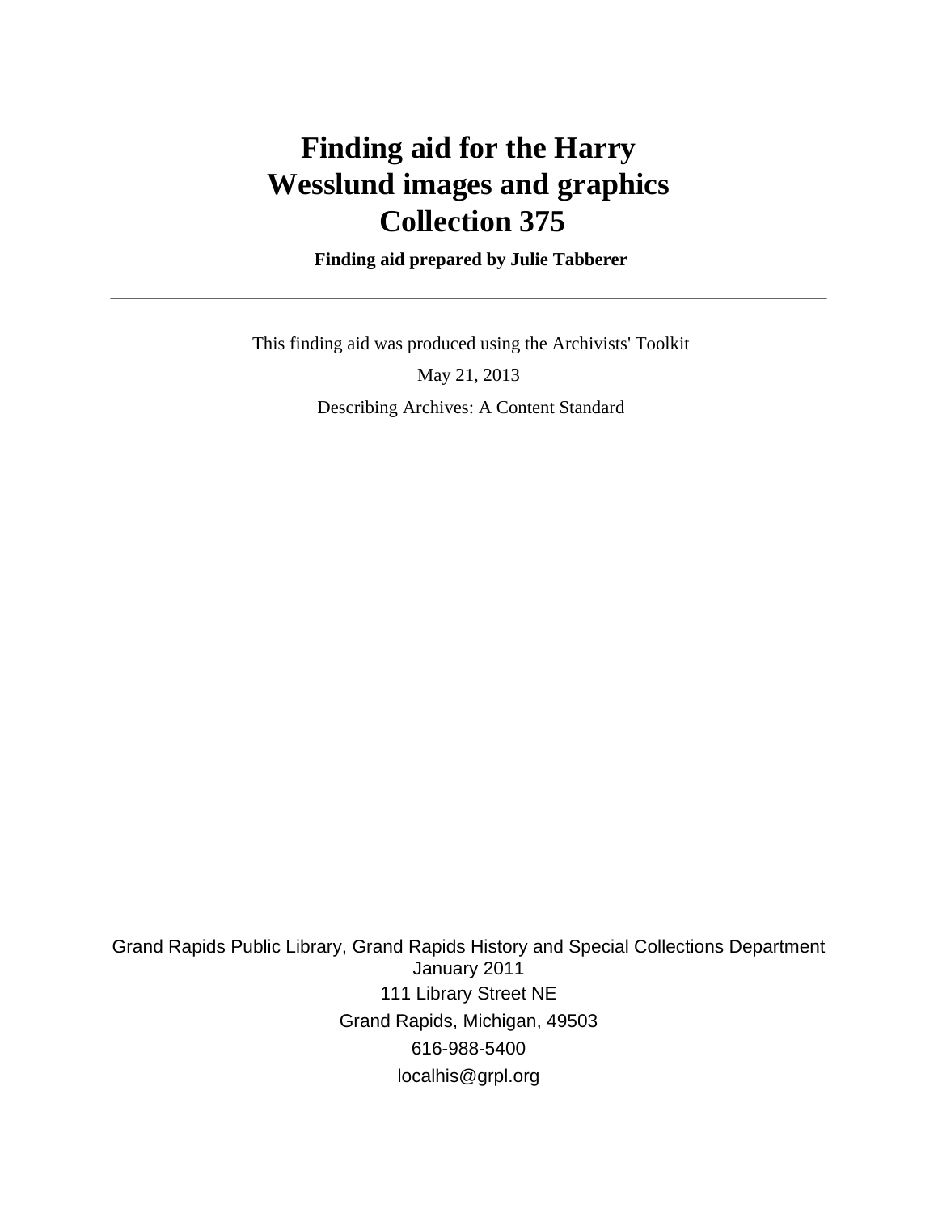# Finding aid for the Harry Wesslund images and graphics Collection 375

**Finding aid prepared by Julie Tabberer**

---

This finding aid was produced using the Archivists' Toolkit

May 21, 2013

Describing Archives: A Content Standard

Grand Rapids Public Library, Grand Rapids History and Special Collections Department
January 2011

111 Library Street NE

Grand Rapids, Michigan, 49503

616-988-5400

localhis@grpl.org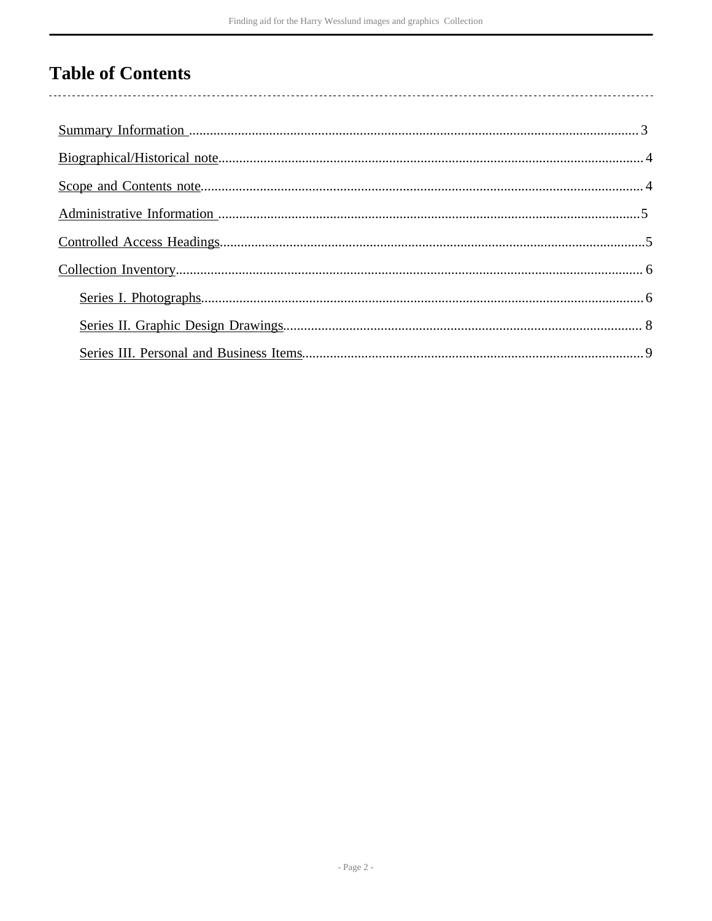# Table of Contents

- Summary Information ........................................ 3
- Biographical/Historical note ........................................ 4
- Scope and Contents note ........................................ 4
- Administrative Information ........................................ 5
- Controlled Access Headings ........................................ 5
- Collection Inventory ........................................ 6
  - Series I. Photographs ........................................ 6
  - Series II. Graphic Design Drawings ........................................ 8
  - Series III. Personal and Business Items ........................................ 9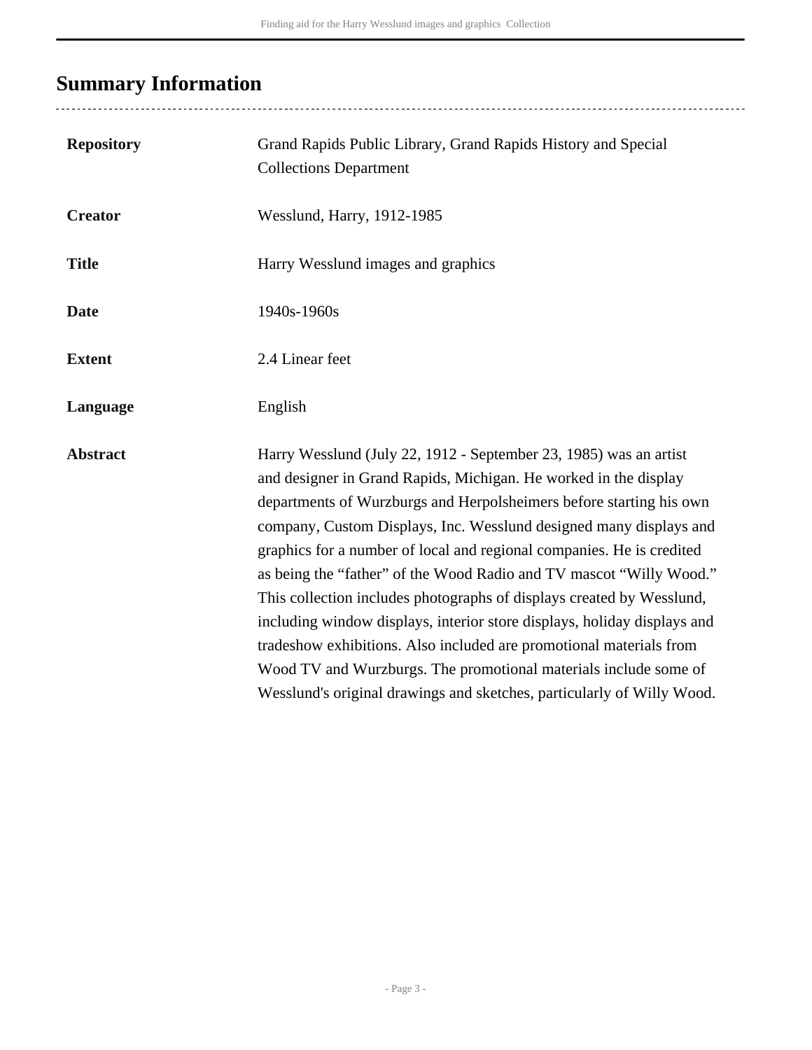## Summary Information

| | |
|---|---|
| **Repository** | Grand Rapids Public Library, Grand Rapids History and Special Collections Department |
| **Creator** | Wesslund, Harry, 1912-1985 |
| **Title** | Harry Wesslund images and graphics |
| **Date** | 1940s-1960s |
| **Extent** | 2.4 Linear feet |
| **Language** | English |
| **Abstract** | Harry Wesslund (July 22, 1912 - September 23, 1985) was an artist and designer in Grand Rapids, Michigan. He worked in the display departments of Wurzburgs and Herpolsheimers before starting his own company, Custom Displays, Inc. Wesslund designed many displays and graphics for a number of local and regional companies. He is credited as being the "father" of the Wood Radio and TV mascot "Willy Wood." This collection includes photographs of displays created by Wesslund, including window displays, interior store displays, holiday displays and tradeshow exhibitions. Also included are promotional materials from Wood TV and Wurzburgs. The promotional materials include some of Wesslund's original drawings and sketches, particularly of Willy Wood. |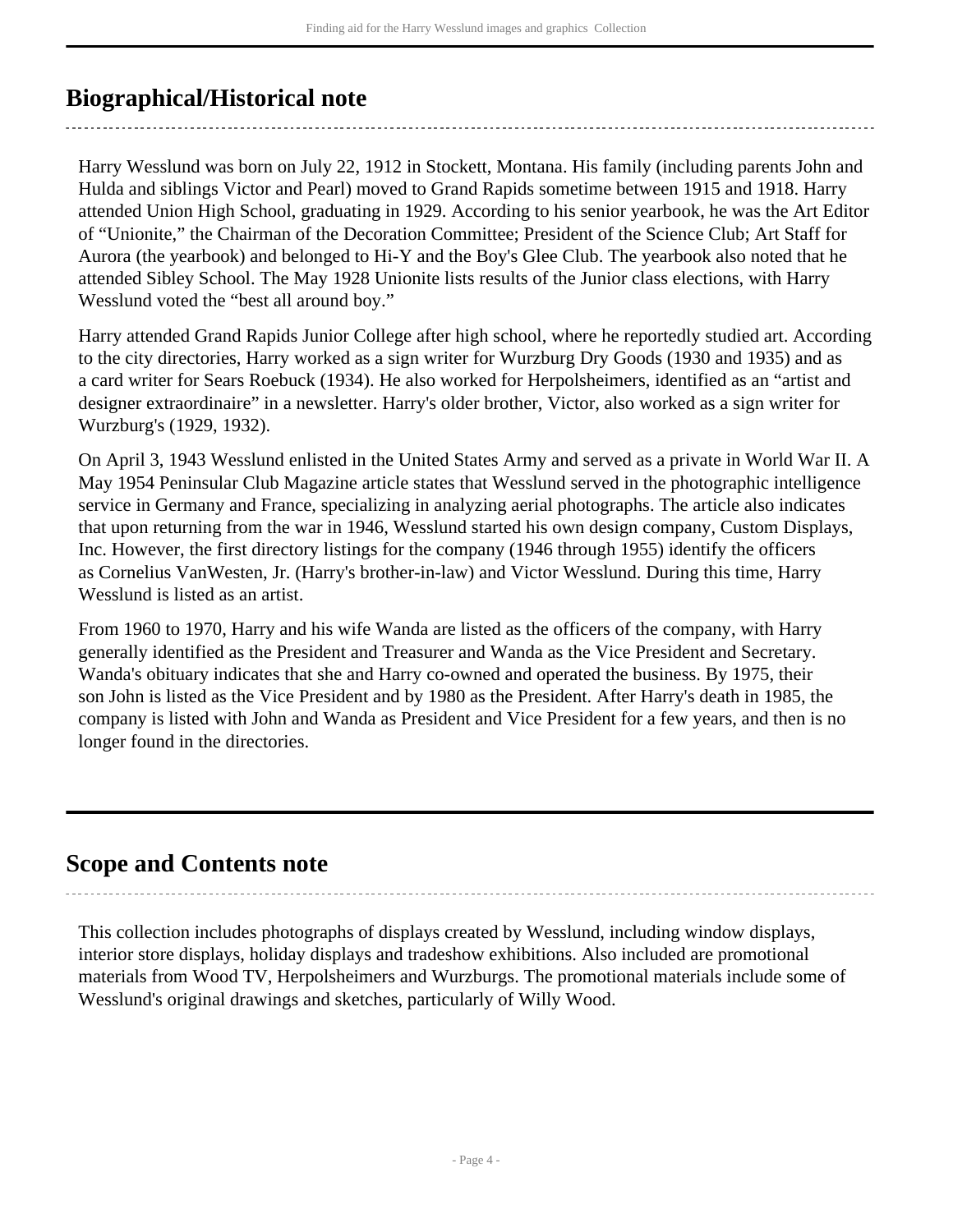## Biographical/Historical note

Harry Wesslund was born on July 22, 1912 in Stockett, Montana. His family (including parents John and Hulda and siblings Victor and Pearl) moved to Grand Rapids sometime between 1915 and 1918. Harry attended Union High School, graduating in 1929. According to his senior yearbook, he was the Art Editor of "Unionite," the Chairman of the Decoration Committee; President of the Science Club; Art Staff for Aurora (the yearbook) and belonged to Hi-Y and the Boy's Glee Club. The yearbook also noted that he attended Sibley School. The May 1928 Unionite lists results of the Junior class elections, with Harry Wesslund voted the "best all around boy."

Harry attended Grand Rapids Junior College after high school, where he reportedly studied art. According to the city directories, Harry worked as a sign writer for Wurzburg Dry Goods (1930 and 1935) and as a card writer for Sears Roebuck (1934). He also worked for Herpolsheimers, identified as an "artist and designer extraordinaire" in a newsletter. Harry's older brother, Victor, also worked as a sign writer for Wurzburg's (1929, 1932).

On April 3, 1943 Wesslund enlisted in the United States Army and served as a private in World War II. A May 1954 Peninsular Club Magazine article states that Wesslund served in the photographic intelligence service in Germany and France, specializing in analyzing aerial photographs. The article also indicates that upon returning from the war in 1946, Wesslund started his own design company, Custom Displays, Inc. However, the first directory listings for the company (1946 through 1955) identify the officers as Cornelius VanWesten, Jr. (Harry's brother-in-law) and Victor Wesslund. During this time, Harry Wesslund is listed as an artist.

From 1960 to 1970, Harry and his wife Wanda are listed as the officers of the company, with Harry generally identified as the President and Treasurer and Wanda as the Vice President and Secretary. Wanda's obituary indicates that she and Harry co-owned and operated the business. By 1975, their son John is listed as the Vice President and by 1980 as the President. After Harry's death in 1985, the company is listed with John and Wanda as President and Vice President for a few years, and then is no longer found in the directories.

## Scope and Contents note

This collection includes photographs of displays created by Wesslund, including window displays, interior store displays, holiday displays and tradeshow exhibitions. Also included are promotional materials from Wood TV, Herpolsheimers and Wurzburgs. The promotional materials include some of Wesslund's original drawings and sketches, particularly of Willy Wood.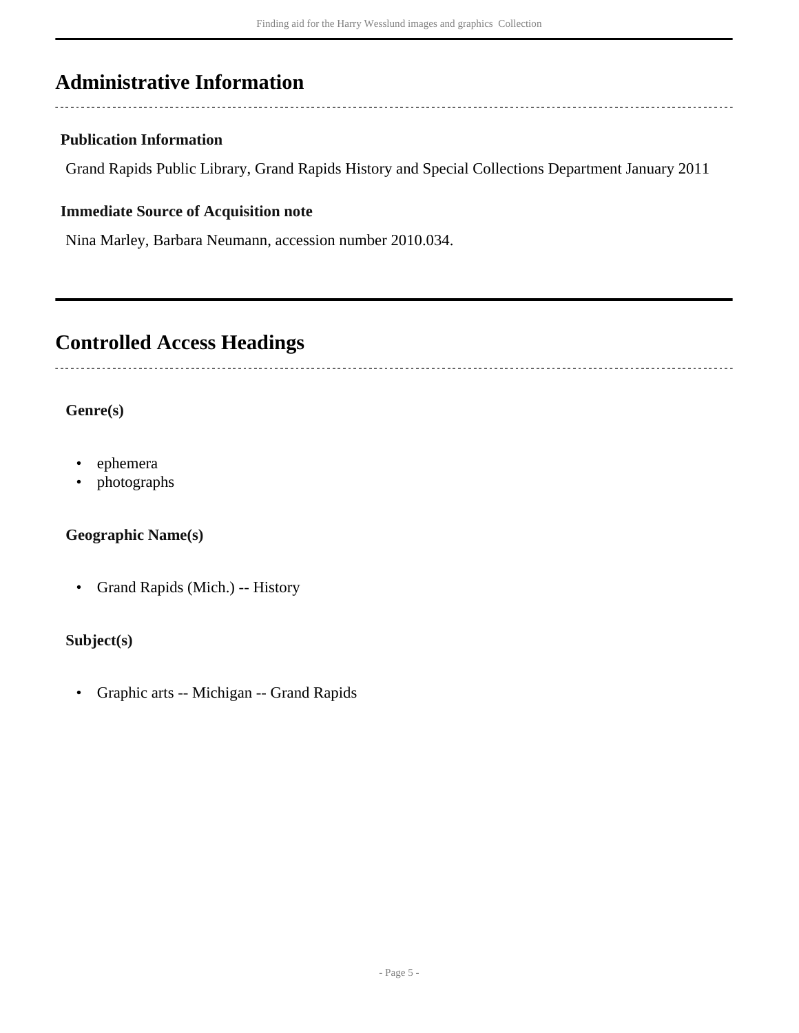## Administrative Information

### Publication Information

Grand Rapids Public Library, Grand Rapids History and Special Collections Department January 2011

### Immediate Source of Acquisition note

Nina Marley, Barbara Neumann, accession number 2010.034.

## Controlled Access Headings

### Genre(s)

- ephemera
- photographs

### Geographic Name(s)

- Grand Rapids (Mich.) -- History

### Subject(s)

- Graphic arts -- Michigan -- Grand Rapids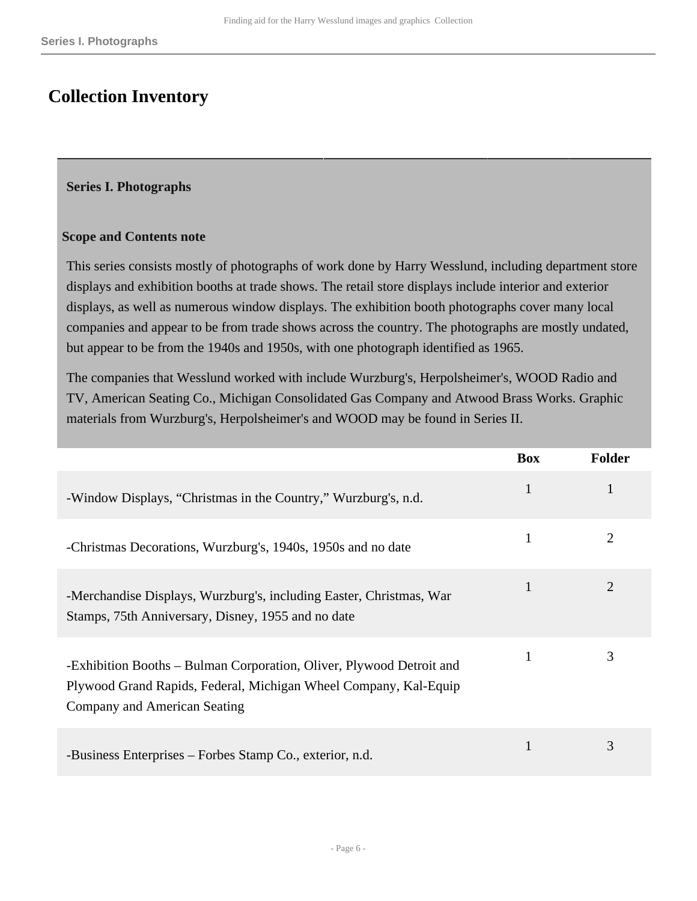# Collection Inventory

## Series I. Photographs

### Scope and Contents note

This series consists mostly of photographs of work done by Harry Wesslund, including department store displays and exhibition booths at trade shows. The retail store displays include interior and exterior displays, as well as numerous window displays. The exhibition booth photographs cover many local companies and appear to be from trade shows across the country. The photographs are mostly undated, but appear to be from the 1940s and 1950s, with one photograph identified as 1965.

The companies that Wesslund worked with include Wurzburg's, Herpolsheimer's, WOOD Radio and TV, American Seating Co., Michigan Consolidated Gas Company and Atwood Brass Works. Graphic materials from Wurzburg's, Herpolsheimer's and WOOD may be found in Series II.

| | Box | Folder |
|---|---|---|
| -Window Displays, “Christmas in the Country,” Wurzburg's, n.d. | 1 | 1 |
| -Christmas Decorations, Wurzburg's, 1940s, 1950s and no date | 1 | 2 |
| -Merchandise Displays, Wurzburg's, including Easter, Christmas, War Stamps, 75th Anniversary, Disney, 1955 and no date | 1 | 2 |
| -Exhibition Booths – Bulman Corporation, Oliver, Plywood Detroit and Plywood Grand Rapids, Federal, Michigan Wheel Company, Kal-Equip Company and American Seating | 1 | 3 |
| -Business Enterprises – Forbes Stamp Co., exterior, n.d. | 1 | 3 |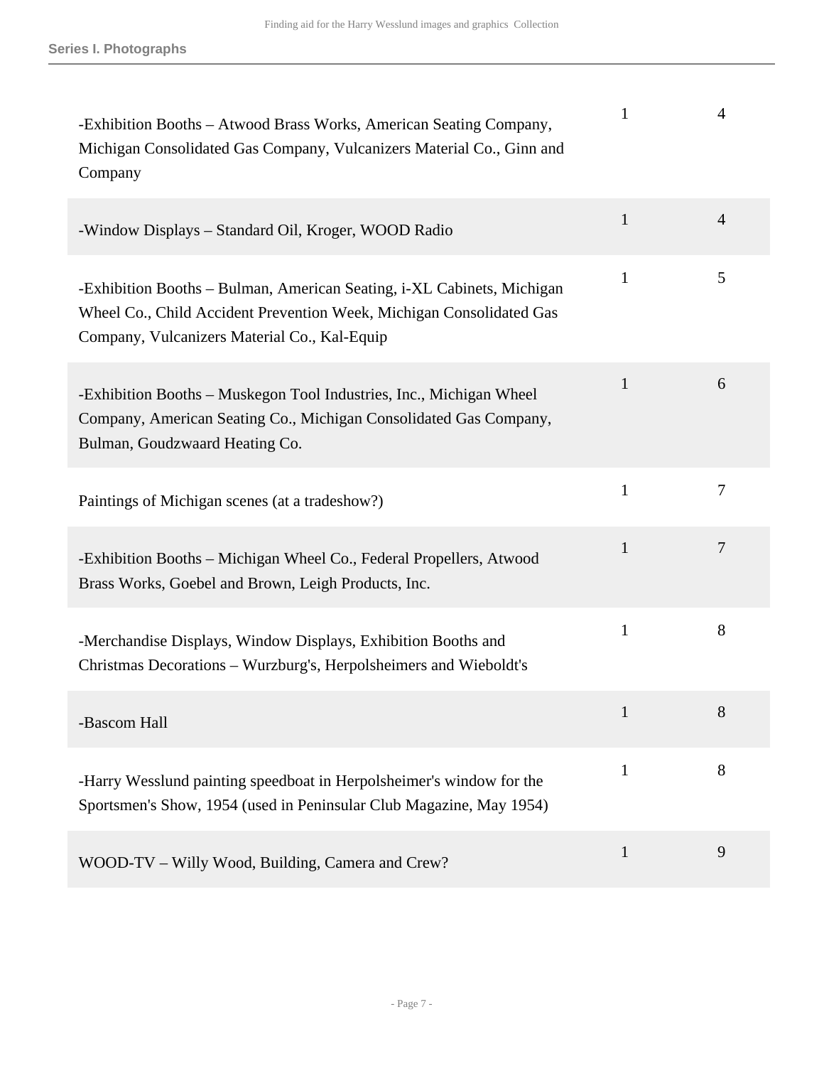| | | |
|---|---|---|
| -Exhibition Booths – Atwood Brass Works, American Seating Company, Michigan Consolidated Gas Company, Vulcanizers Material Co., Ginn and Company | 1 | 4 |
| -Window Displays – Standard Oil, Kroger, WOOD Radio | 1 | 4 |
| -Exhibition Booths – Bulman, American Seating, i-XL Cabinets, Michigan Wheel Co., Child Accident Prevention Week, Michigan Consolidated Gas Company, Vulcanizers Material Co., Kal-Equip | 1 | 5 |
| -Exhibition Booths – Muskegon Tool Industries, Inc., Michigan Wheel Company, American Seating Co., Michigan Consolidated Gas Company, Bulman, Goudzwaard Heating Co. | 1 | 6 |
| Paintings of Michigan scenes (at a tradeshow?) | 1 | 7 |
| -Exhibition Booths – Michigan Wheel Co., Federal Propellers, Atwood Brass Works, Goebel and Brown, Leigh Products, Inc. | 1 | 7 |
| -Merchandise Displays, Window Displays, Exhibition Booths and Christmas Decorations – Wurzburg's, Herpolsheimers and Wieboldt's | 1 | 8 |
| -Bascom Hall | 1 | 8 |
| -Harry Wesslund painting speedboat in Herpolsheimer's window for the Sportsmen's Show, 1954 (used in Peninsular Club Magazine, May 1954) | 1 | 8 |
| WOOD-TV – Willy Wood, Building, Camera and Crew? | 1 | 9 |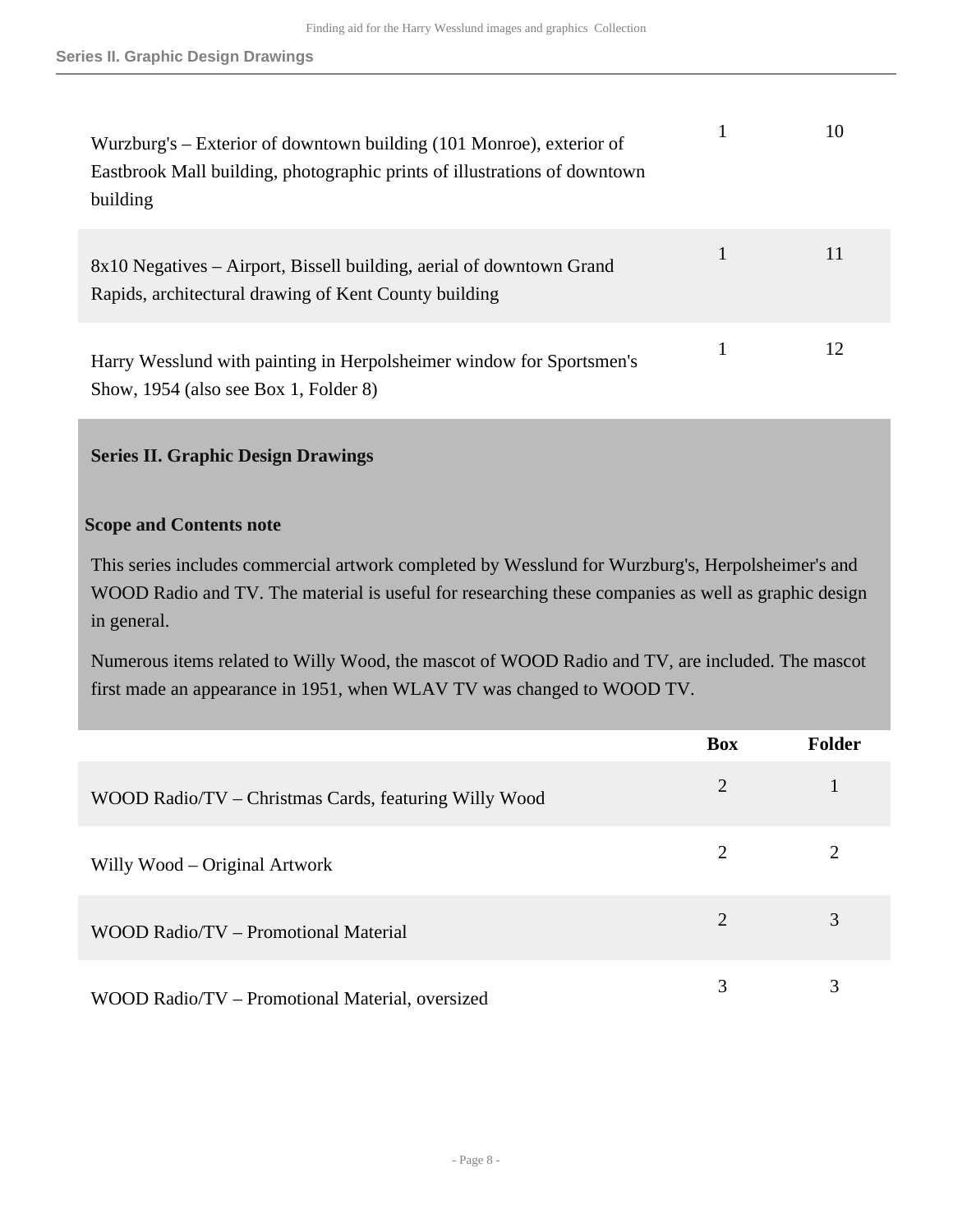| | Box | Folder |
|---|---|---|
| Wurzburg's – Exterior of downtown building (101 Monroe), exterior of Eastbrook Mall building, photographic prints of illustrations of downtown building | 1 | 10 |
| 8x10 Negatives – Airport, Bissell building, aerial of downtown Grand Rapids, architectural drawing of Kent County building | 1 | 11 |
| Harry Wesslund with painting in Herpolsheimer window for Sportsmen's Show, 1954 (also see Box 1, Folder 8) | 1 | 12 |

## Series II. Graphic Design Drawings

### Scope and Contents note

This series includes commercial artwork completed by Wesslund for Wurzburg's, Herpolsheimer's and WOOD Radio and TV. The material is useful for researching these companies as well as graphic design in general.

Numerous items related to Willy Wood, the mascot of WOOD Radio and TV, are included. The mascot first made an appearance in 1951, when WLAV TV was changed to WOOD TV.

| | Box | Folder |
|---|---|---|
| WOOD Radio/TV – Christmas Cards, featuring Willy Wood | 2 | 1 |
| Willy Wood – Original Artwork | 2 | 2 |
| WOOD Radio/TV – Promotional Material | 2 | 3 |
| WOOD Radio/TV – Promotional Material, oversized | 3 | 3 |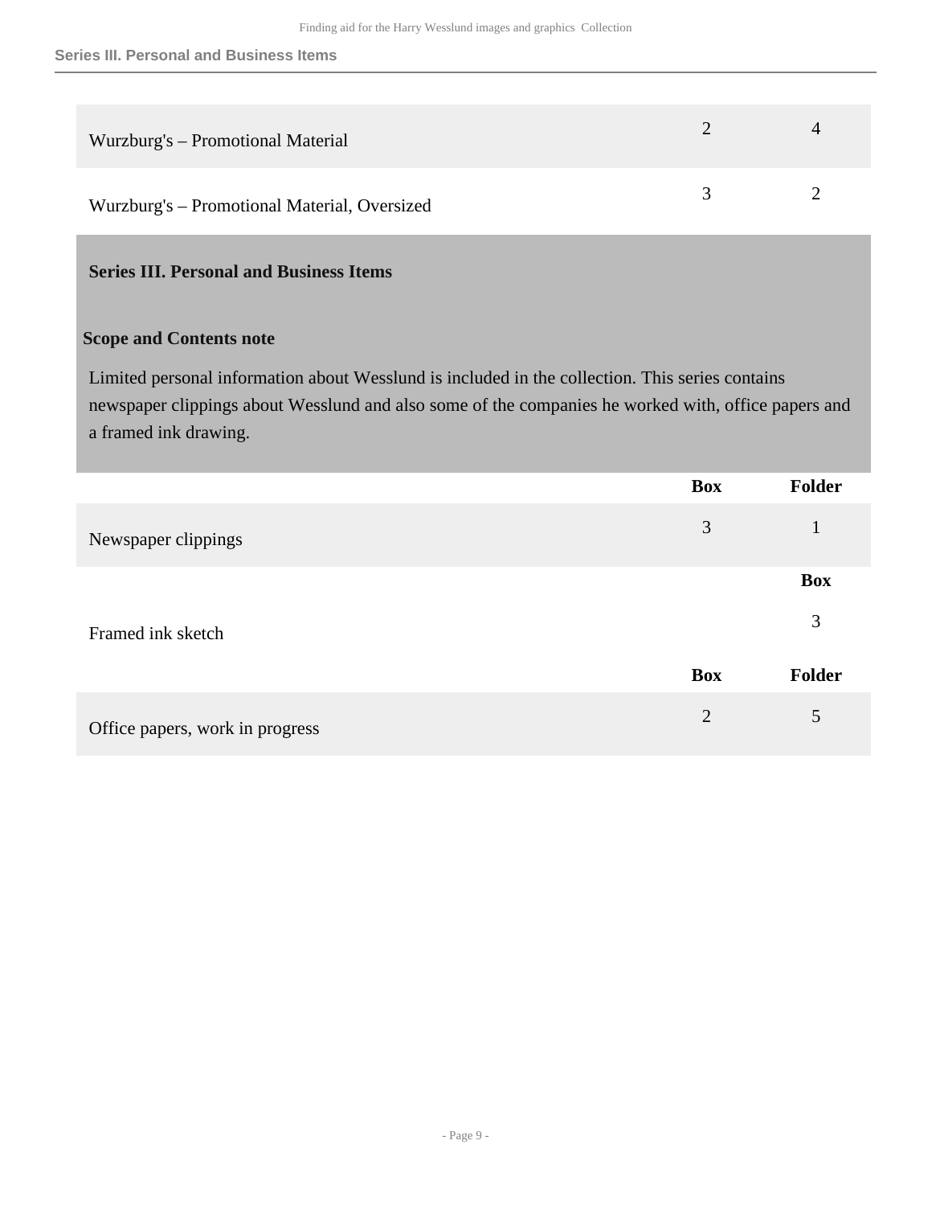| | Box | Folder |
|---|---|---|
| Wurzburg's – Promotional Material | 2 | 4 |
| Wurzburg's – Promotional Material, Oversized | 3 | 2 |

## Series III. Personal and Business Items

### Scope and Contents note

Limited personal information about Wesslund is included in the collection. This series contains newspaper clippings about Wesslund and also some of the companies he worked with, office papers and a framed ink drawing.

| | Box | Folder |
|---|---|---|
| Newspaper clippings | 3 | 1 |

| | Box |
|---|---|
| Framed ink sketch | 3 |

| | Box | Folder |
|---|---|---|
| Office papers, work in progress | 2 | 5 |